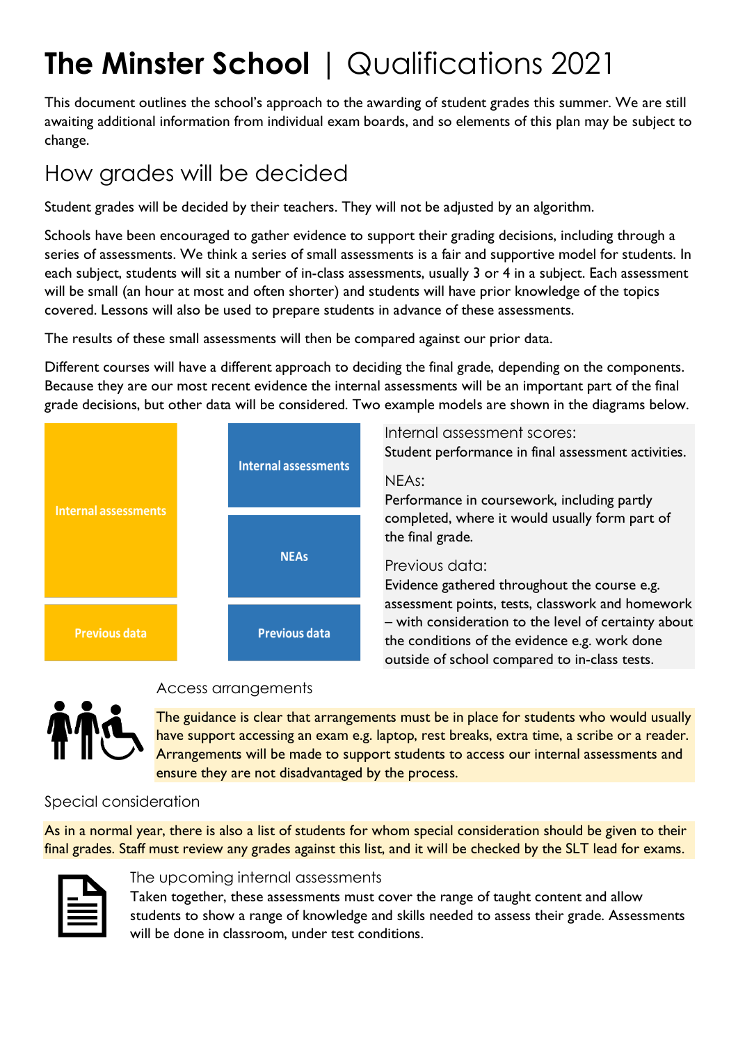# The Minster School | Qualifications 2021

This document outlines the school's approach to the awarding of student grades this summer. We are still awaiting additional information from individual exam boards, and so elements of this plan may be subject to change.

## How grades will be decided

Student grades will be decided by their teachers. They will not be adjusted by an algorithm.

Schools have been encouraged to gather evidence to support their grading decisions, including through a series of assessments. We think a series of small assessments is a fair and supportive model for students. In each subject, students will sit a number of in-class assessments, usually 3 or 4 in a subject. Each assessment will be small (an hour at most and often shorter) and students will have prior knowledge of the topics covered. Lessons will also be used to prepare students in advance of these assessments.

The results of these small assessments will then be compared against our prior data.

Different courses will have a different approach to deciding the final grade, depending on the components. Because they are our most recent evidence the internal assessments will be an important part of the final grade decisions, but other data will be considered. Two example models are shown in the diagrams below.

| Model 1 | Model 2 |
| --- | --- |
| Internal assessments | Internal assessments |
| | NEAs |
| Previous data | Previous data |

Internal assessment scores:
Student performance in final assessment activities.

NEAs:
Performance in coursework, including partly completed, where it would usually form part of the final grade.

Previous data:
Evidence gathered throughout the course e.g. assessment points, tests, classwork and homework – with consideration to the level of certainty about the conditions of the evidence e.g. work done outside of school compared to in-class tests.

### Access arrangements

The guidance is clear that arrangements must be in place for students who would usually have support accessing an exam e.g. laptop, rest breaks, extra time, a scribe or a reader. Arrangements will be made to support students to access our internal assessments and ensure they are not disadvantaged by the process.

### Special consideration

As in a normal year, there is also a list of students for whom special consideration should be given to their final grades. Staff must review any grades against this list, and it will be checked by the SLT lead for exams.

### The upcoming internal assessments

Taken together, these assessments must cover the range of taught content and allow students to show a range of knowledge and skills needed to assess their grade. Assessments will be done in classroom, under test conditions.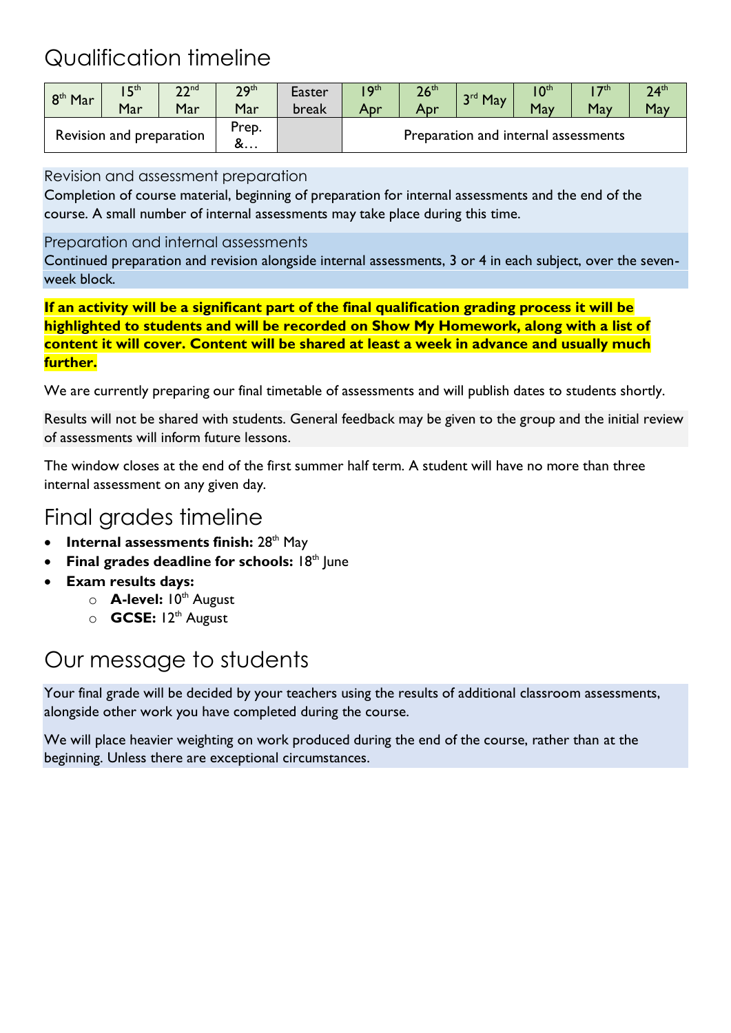## Qualification timeline

| 8th Mar | 15th Mar | 22nd Mar | 29th Mar | Easter break | 19th Apr | 26th Apr | 3rd May | 10th May | 17th May | 24th May |
|---|---|---|---|---|---|---|---|---|---|---|
| Revision and preparation | | | Prep. &… | | Preparation and internal assessments | | | | | |

### Revision and assessment preparation

Completion of course material, beginning of preparation for internal assessments and the end of the course. A small number of internal assessments may take place during this time.

### Preparation and internal assessments

Continued preparation and revision alongside internal assessments, 3 or 4 in each subject, over the seven-week block.

**If an activity will be a significant part of the final qualification grading process it will be highlighted to students and will be recorded on Show My Homework, along with a list of content it will cover. Content will be shared at least a week in advance and usually much further.**

We are currently preparing our final timetable of assessments and will publish dates to students shortly.

Results will not be shared with students. General feedback may be given to the group and the initial review of assessments will inform future lessons.

The window closes at the end of the first summer half term. A student will have no more than three internal assessment on any given day.

## Final grades timeline

- **Internal assessments finish:** 28th May
- **Final grades deadline for schools:** 18th June
- **Exam results days:**
  - **A-level:** 10th August
  - **GCSE:** 12th August

## Our message to students

Your final grade will be decided by your teachers using the results of additional classroom assessments, alongside other work you have completed during the course.

We will place heavier weighting on work produced during the end of the course, rather than at the beginning. Unless there are exceptional circumstances.